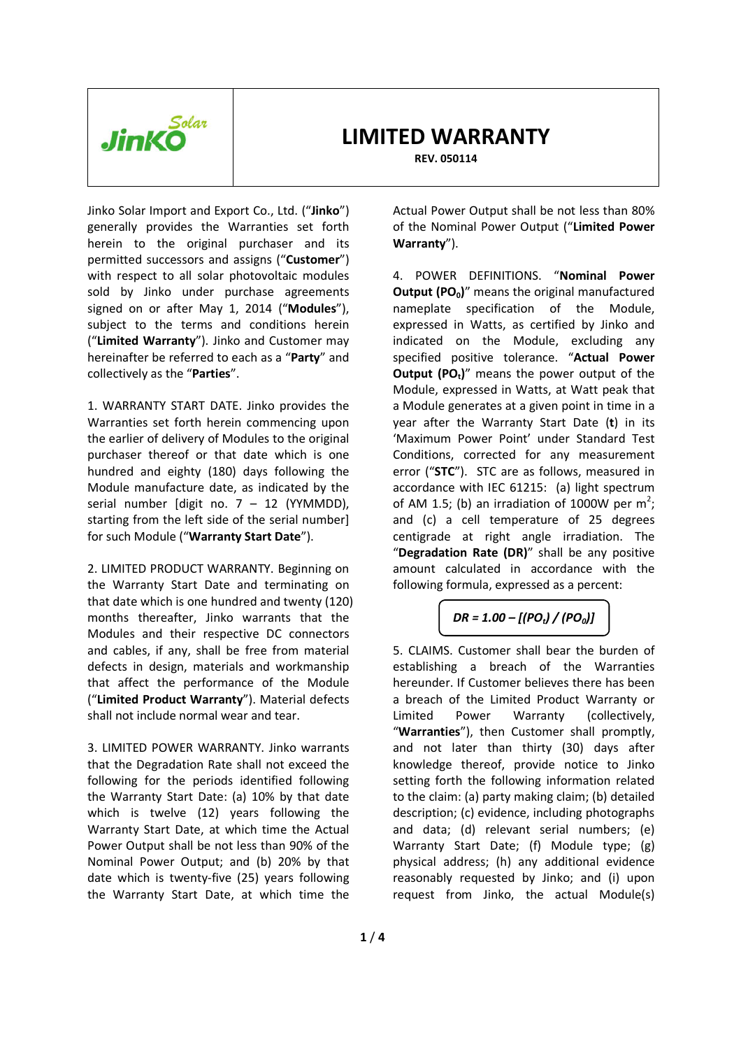# LIMITED WARRANTY

**REV. 050114**

Jinko Solar Import and Export Co., Ltd. ("**Jinko**") generally provides the Warranties set forth herein to the original purchaser and its permitted successors and assigns ("**Customer**") with respect to all solar photovoltaic modules sold by Jinko under purchase agreements signed on or after May 1, 2014 ("**Modules**"), subject to the terms and conditions herein ("**Limited Warranty**"). Jinko and Customer may hereinafter be referred to each as a "**Party**" and collectively as the "**Parties**".

1. WARRANTY START DATE. Jinko provides the Warranties set forth herein commencing upon the earlier of delivery of Modules to the original purchaser thereof or that date which is one hundred and eighty (180) days following the Module manufacture date, as indicated by the serial number [digit no. 7 – 12 (YYMMDD), starting from the left side of the serial number] for such Module ("**Warranty Start Date**").

2. LIMITED PRODUCT WARRANTY. Beginning on the Warranty Start Date and terminating on that date which is one hundred and twenty (120) months thereafter, Jinko warrants that the Modules and their respective DC connectors and cables, if any, shall be free from material defects in design, materials and workmanship that affect the performance of the Module ("**Limited Product Warranty**"). Material defects shall not include normal wear and tear.

3. LIMITED POWER WARRANTY. Jinko warrants that the Degradation Rate shall not exceed the following for the periods identified following the Warranty Start Date: (a) 10% by that date which is twelve (12) years following the Warranty Start Date, at which time the Actual Power Output shall be not less than 90% of the Nominal Power Output; and (b) 20% by that date which is twenty-five (25) years following the Warranty Start Date, at which time the Actual Power Output shall be not less than 80% of the Nominal Power Output ("**Limited Power Warranty**").

4. POWER DEFINITIONS. "**Nominal Power Output ($PO_0$)**" means the original manufactured nameplate specification of the Module, expressed in Watts, as certified by Jinko and indicated on the Module, excluding any specified positive tolerance. "**Actual Power Output ($PO_t$)**" means the power output of the Module, expressed in Watts, at Watt peak that a Module generates at a given point in time in a year after the Warranty Start Date (**t**) in its 'Maximum Power Point' under Standard Test Conditions, corrected for any measurement error ("**STC**"). STC are as follows, measured in accordance with IEC 61215: (a) light spectrum of AM 1.5; (b) an irradiation of 1000W per $m^2$; and (c) a cell temperature of 25 degrees centigrade at right angle irradiation. The "**Degradation Rate (DR)**" shall be any positive amount calculated in accordance with the following formula, expressed as a percent:

$$DR = 1.00 - [(PO_t) / (PO_0)]$$

5. CLAIMS. Customer shall bear the burden of establishing a breach of the Warranties hereunder. If Customer believes there has been a breach of the Limited Product Warranty or Limited Power Warranty (collectively, "**Warranties**"), then Customer shall promptly, and not later than thirty (30) days after knowledge thereof, provide notice to Jinko setting forth the following information related to the claim: (a) party making claim; (b) detailed description; (c) evidence, including photographs and data; (d) relevant serial numbers; (e) Warranty Start Date; (f) Module type; (g) physical address; (h) any additional evidence reasonably requested by Jinko; and (i) upon request from Jinko, the actual Module(s)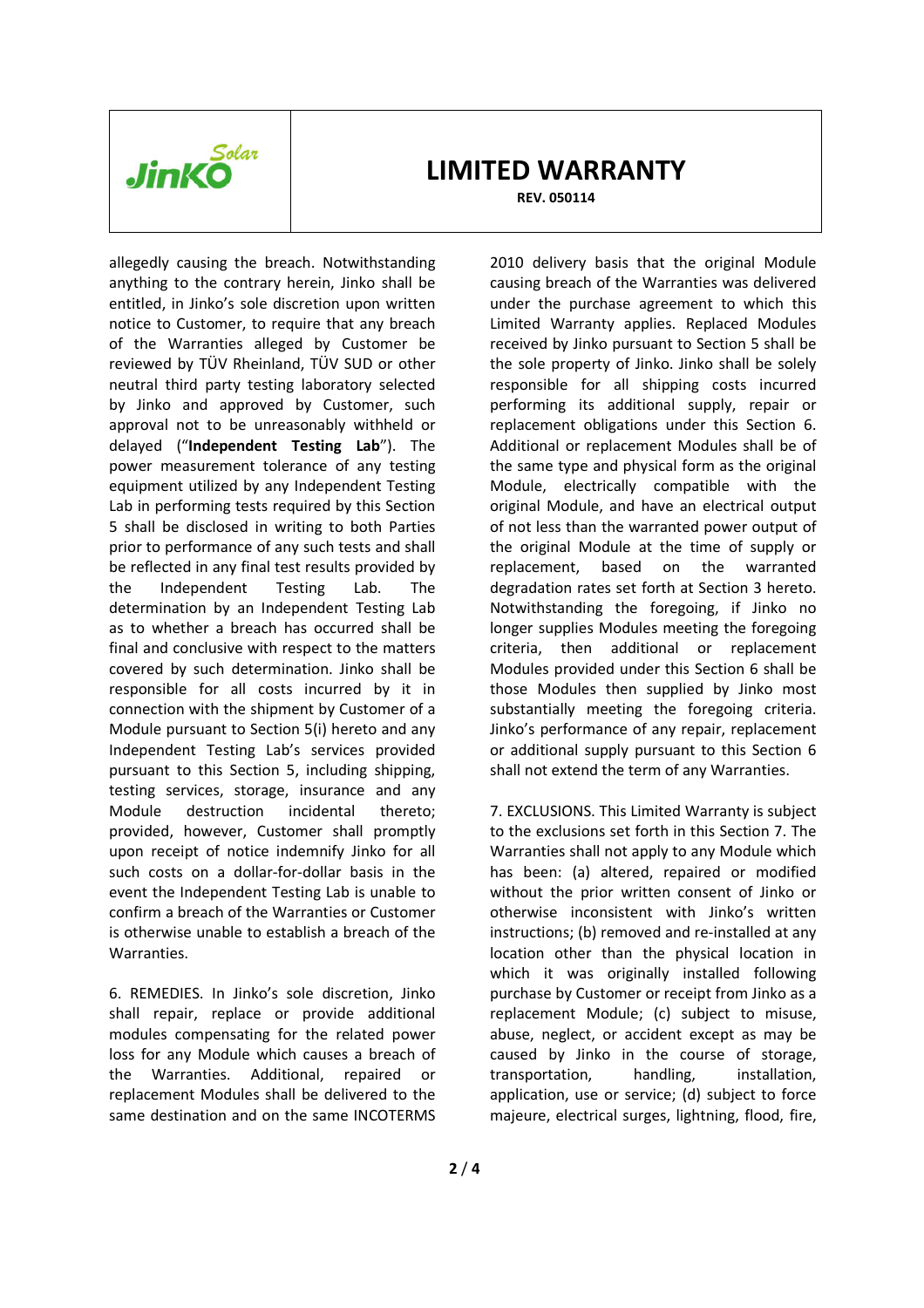allegedly causing the breach. Notwithstanding anything to the contrary herein, Jinko shall be entitled, in Jinko's sole discretion upon written notice to Customer, to require that any breach of the Warranties alleged by Customer be reviewed by TÜV Rheinland, TÜV SUD or other neutral third party testing laboratory selected by Jinko and approved by Customer, such approval not to be unreasonably withheld or delayed ("**Independent Testing Lab**"). The power measurement tolerance of any testing equipment utilized by any Independent Testing Lab in performing tests required by this Section 5 shall be disclosed in writing to both Parties prior to performance of any such tests and shall be reflected in any final test results provided by the Independent Testing Lab. The determination by an Independent Testing Lab as to whether a breach has occurred shall be final and conclusive with respect to the matters covered by such determination. Jinko shall be responsible for all costs incurred by it in connection with the shipment by Customer of a Module pursuant to Section 5(i) hereto and any Independent Testing Lab's services provided pursuant to this Section 5, including shipping, testing services, storage, insurance and any Module destruction incidental thereto; provided, however, Customer shall promptly upon receipt of notice indemnify Jinko for all such costs on a dollar-for-dollar basis in the event the Independent Testing Lab is unable to confirm a breach of the Warranties or Customer is otherwise unable to establish a breach of the Warranties.

6. REMEDIES. In Jinko's sole discretion, Jinko shall repair, replace or provide additional modules compensating for the related power loss for any Module which causes a breach of the Warranties. Additional, repaired or replacement Modules shall be delivered to the same destination and on the same INCOTERMS 2010 delivery basis that the original Module causing breach of the Warranties was delivered under the purchase agreement to which this Limited Warranty applies. Replaced Modules received by Jinko pursuant to Section 5 shall be the sole property of Jinko. Jinko shall be solely responsible for all shipping costs incurred performing its additional supply, repair or replacement obligations under this Section 6. Additional or replacement Modules shall be of the same type and physical form as the original Module, electrically compatible with the original Module, and have an electrical output of not less than the warranted power output of the original Module at the time of supply or replacement, based on the warranted degradation rates set forth at Section 3 hereto. Notwithstanding the foregoing, if Jinko no longer supplies Modules meeting the foregoing criteria, then additional or replacement Modules provided under this Section 6 shall be those Modules then supplied by Jinko most substantially meeting the foregoing criteria. Jinko's performance of any repair, replacement or additional supply pursuant to this Section 6 shall not extend the term of any Warranties.

7. EXCLUSIONS. This Limited Warranty is subject to the exclusions set forth in this Section 7. The Warranties shall not apply to any Module which has been: (a) altered, repaired or modified without the prior written consent of Jinko or otherwise inconsistent with Jinko's written instructions; (b) removed and re-installed at any location other than the physical location in which it was originally installed following purchase by Customer or receipt from Jinko as a replacement Module; (c) subject to misuse, abuse, neglect, or accident except as may be caused by Jinko in the course of storage, transportation, handling, installation, application, use or service; (d) subject to force majeure, electrical surges, lightning, flood, fire,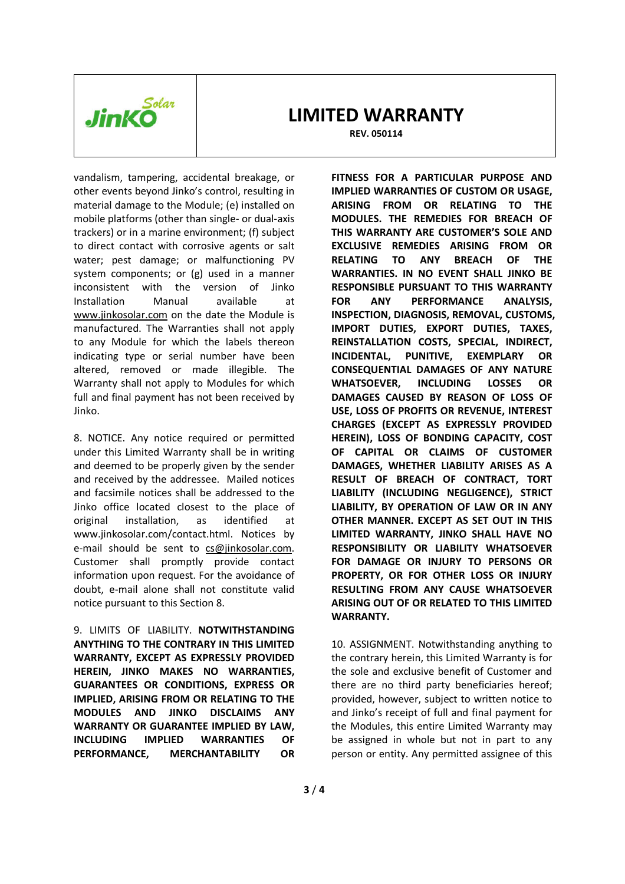vandalism, tampering, accidental breakage, or other events beyond Jinko's control, resulting in material damage to the Module; (e) installed on mobile platforms (other than single- or dual-axis trackers) or in a marine environment; (f) subject to direct contact with corrosive agents or salt water; pest damage; or malfunctioning PV system components; or (g) used in a manner inconsistent with the version of Jinko Installation Manual available at www.jinkosolar.com on the date the Module is manufactured. The Warranties shall not apply to any Module for which the labels thereon indicating type or serial number have been altered, removed or made illegible. The Warranty shall not apply to Modules for which full and final payment has not been received by Jinko.

8. NOTICE. Any notice required or permitted under this Limited Warranty shall be in writing and deemed to be properly given by the sender and received by the addressee. Mailed notices and facsimile notices shall be addressed to the Jinko office located closest to the place of original installation, as identified at www.jinkosolar.com/contact.html. Notices by e-mail should be sent to cs@jinkosolar.com. Customer shall promptly provide contact information upon request. For the avoidance of doubt, e-mail alone shall not constitute valid notice pursuant to this Section 8.

9. LIMITS OF LIABILITY. **NOTWITHSTANDING ANYTHING TO THE CONTRARY IN THIS LIMITED WARRANTY, EXCEPT AS EXPRESSLY PROVIDED HEREIN, JINKO MAKES NO WARRANTIES, GUARANTEES OR CONDITIONS, EXPRESS OR IMPLIED, ARISING FROM OR RELATING TO THE MODULES AND JINKO DISCLAIMS ANY WARRANTY OR GUARANTEE IMPLIED BY LAW, INCLUDING IMPLIED WARRANTIES OF PERFORMANCE, MERCHANTABILITY OR FITNESS FOR A PARTICULAR PURPOSE AND IMPLIED WARRANTIES OF CUSTOM OR USAGE, ARISING FROM OR RELATING TO THE MODULES. THE REMEDIES FOR BREACH OF THIS WARRANTY ARE CUSTOMER'S SOLE AND EXCLUSIVE REMEDIES ARISING FROM OR RELATING TO ANY BREACH OF THE WARRANTIES. IN NO EVENT SHALL JINKO BE RESPONSIBLE PURSUANT TO THIS WARRANTY FOR ANY PERFORMANCE ANALYSIS, INSPECTION, DIAGNOSIS, REMOVAL, CUSTOMS, IMPORT DUTIES, EXPORT DUTIES, TAXES, REINSTALLATION COSTS, SPECIAL, INDIRECT, INCIDENTAL, PUNITIVE, EXEMPLARY OR CONSEQUENTIAL DAMAGES OF ANY NATURE WHATSOEVER, INCLUDING LOSSES OR DAMAGES CAUSED BY REASON OF LOSS OF USE, LOSS OF PROFITS OR REVENUE, INTEREST CHARGES (EXCEPT AS EXPRESSLY PROVIDED HEREIN), LOSS OF BONDING CAPACITY, COST OF CAPITAL OR CLAIMS OF CUSTOMER DAMAGES, WHETHER LIABILITY ARISES AS A RESULT OF BREACH OF CONTRACT, TORT LIABILITY (INCLUDING NEGLIGENCE), STRICT LIABILITY, BY OPERATION OF LAW OR IN ANY OTHER MANNER. EXCEPT AS SET OUT IN THIS LIMITED WARRANTY, JINKO SHALL HAVE NO RESPONSIBILITY OR LIABILITY WHATSOEVER FOR DAMAGE OR INJURY TO PERSONS OR PROPERTY, OR FOR OTHER LOSS OR INJURY RESULTING FROM ANY CAUSE WHATSOEVER ARISING OUT OF OR RELATED TO THIS LIMITED WARRANTY.**

10. ASSIGNMENT. Notwithstanding anything to the contrary herein, this Limited Warranty is for the sole and exclusive benefit of Customer and there are no third party beneficiaries hereof; provided, however, subject to written notice to and Jinko's receipt of full and final payment for the Modules, this entire Limited Warranty may be assigned in whole but not in part to any person or entity. Any permitted assignee of this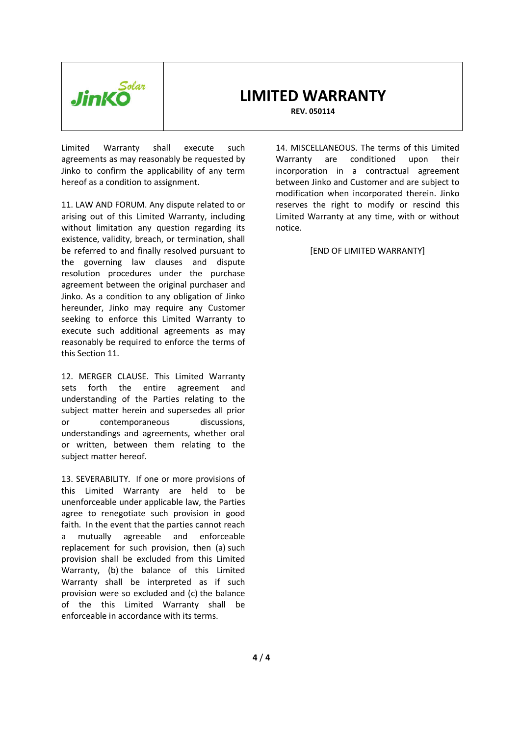Limited Warranty shall execute such agreements as may reasonably be requested by Jinko to confirm the applicability of any term hereof as a condition to assignment.

11. LAW AND FORUM. Any dispute related to or arising out of this Limited Warranty, including without limitation any question regarding its existence, validity, breach, or termination, shall be referred to and finally resolved pursuant to the governing law clauses and dispute resolution procedures under the purchase agreement between the original purchaser and Jinko. As a condition to any obligation of Jinko hereunder, Jinko may require any Customer seeking to enforce this Limited Warranty to execute such additional agreements as may reasonably be required to enforce the terms of this Section 11.

12. MERGER CLAUSE. This Limited Warranty sets forth the entire agreement and understanding of the Parties relating to the subject matter herein and supersedes all prior or contemporaneous discussions, understandings and agreements, whether oral or written, between them relating to the subject matter hereof.

13. SEVERABILITY. If one or more provisions of this Limited Warranty are held to be unenforceable under applicable law, the Parties agree to renegotiate such provision in good faith. In the event that the parties cannot reach a mutually agreeable and enforceable replacement for such provision, then (a) such provision shall be excluded from this Limited Warranty, (b) the balance of this Limited Warranty shall be interpreted as if such provision were so excluded and (c) the balance of the this Limited Warranty shall be enforceable in accordance with its terms.

14. MISCELLANEOUS. The terms of this Limited Warranty are conditioned upon their incorporation in a contractual agreement between Jinko and Customer and are subject to modification when incorporated therein. Jinko reserves the right to modify or rescind this Limited Warranty at any time, with or without notice.

[END OF LIMITED WARRANTY]